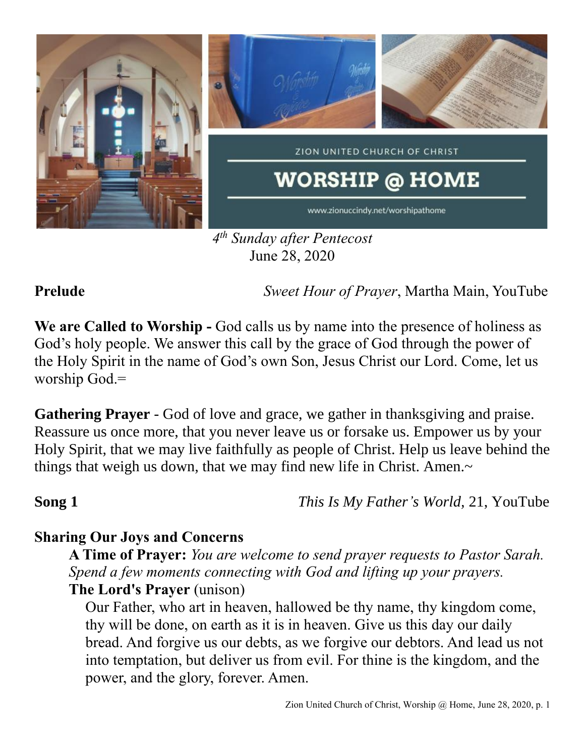ZION UNITED CHURCH OF CHRIST

# WORSHIP @ HOME

www.zionuccindy.net/worshipathome

*4th Sunday after Pentecost*
June 28, 2020

**Prelude** *Sweet Hour of Prayer*, Martha Main, YouTube

**We are Called to Worship -** God calls us by name into the presence of holiness as God's holy people. We answer this call by the grace of God through the power of the Holy Spirit in the name of God's own Son, Jesus Christ our Lord. Come, let us worship God.=

**Gathering Prayer** - God of love and grace, we gather in thanksgiving and praise. Reassure us once more, that you never leave us or forsake us. Empower us by your Holy Spirit, that we may live faithfully as people of Christ. Help us leave behind the things that weigh us down, that we may find new life in Christ. Amen.~

**Song 1** *This Is My Father's World*, 21, YouTube

**Sharing Our Joys and Concerns**

**A Time of Prayer:** *You are welcome to send prayer requests to Pastor Sarah. Spend a few moments connecting with God and lifting up your prayers.*

**The Lord's Prayer** (unison)

Our Father, who art in heaven, hallowed be thy name, thy kingdom come, thy will be done, on earth as it is in heaven. Give us this day our daily bread. And forgive us our debts, as we forgive our debtors. And lead us not into temptation, but deliver us from evil. For thine is the kingdom, and the power, and the glory, forever. Amen.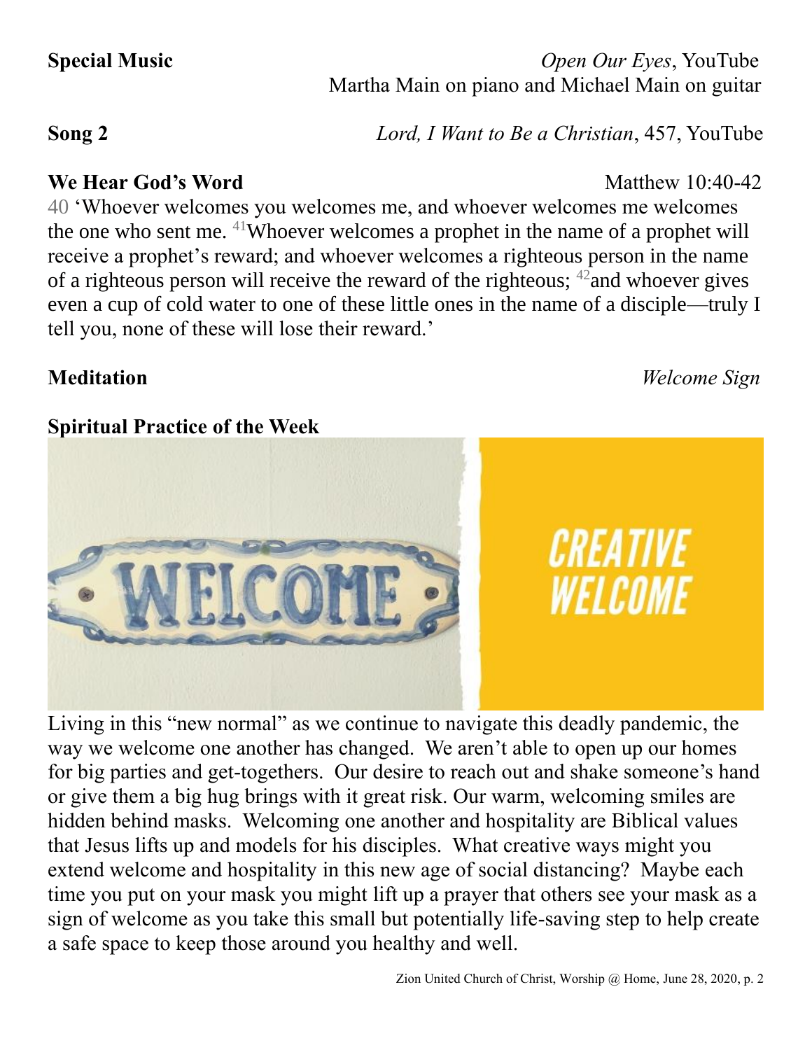**Special Music** *Open Our Eyes*, YouTube
Martha Main on piano and Michael Main on guitar

**Song 2** *Lord, I Want to Be a Christian*, 457, YouTube

**We Hear God's Word** Matthew 10:40-42

40 'Whoever welcomes you welcomes me, and whoever welcomes me welcomes the one who sent me. [41]Whoever welcomes a prophet in the name of a prophet will receive a prophet's reward; and whoever welcomes a righteous person in the name of a righteous person will receive the reward of the righteous; [42]and whoever gives even a cup of cold water to one of these little ones in the name of a disciple—truly I tell you, none of these will lose their reward.'

**Meditation** *Welcome Sign*

**Spiritual Practice of the Week**

WELCOME

CREATIVE WELCOME

Living in this "new normal" as we continue to navigate this deadly pandemic, the way we welcome one another has changed. We aren't able to open up our homes for big parties and get-togethers. Our desire to reach out and shake someone's hand or give them a big hug brings with it great risk. Our warm, welcoming smiles are hidden behind masks. Welcoming one another and hospitality are Biblical values that Jesus lifts up and models for his disciples. What creative ways might you extend welcome and hospitality in this new age of social distancing? Maybe each time you put on your mask you might lift up a prayer that others see your mask as a sign of welcome as you take this small but potentially life-saving step to help create a safe space to keep those around you healthy and well.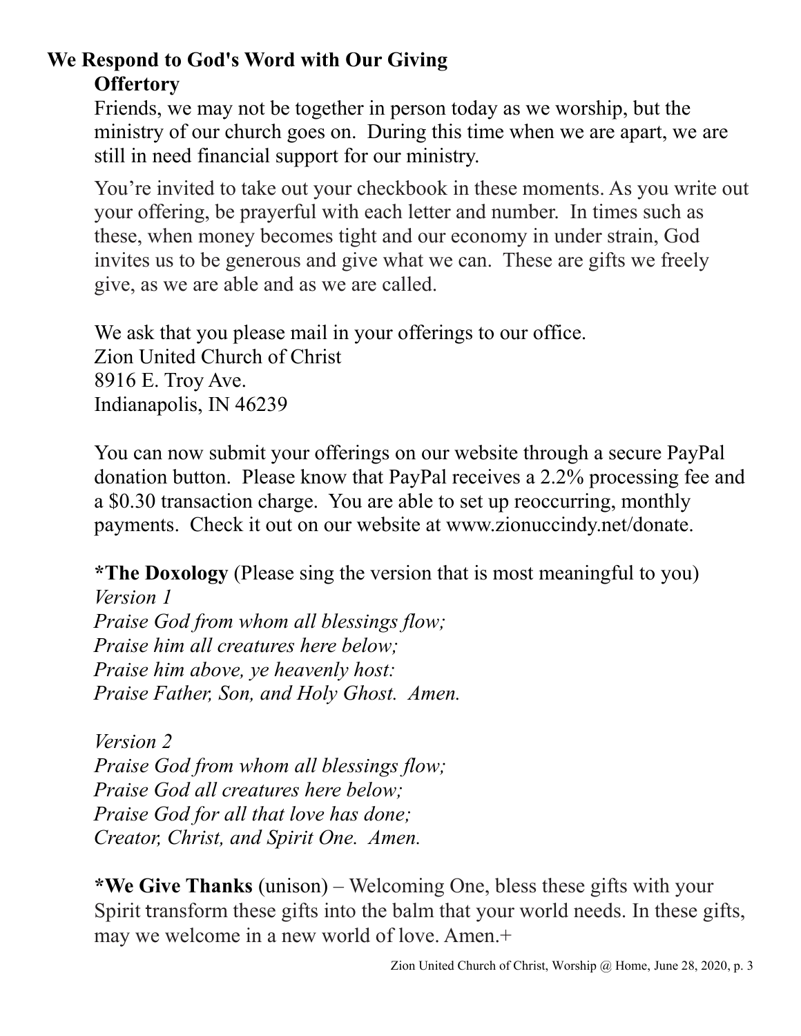## We Respond to God's Word with Our Giving

### Offertory

Friends, we may not be together in person today as we worship, but the ministry of our church goes on. During this time when we are apart, we are still in need financial support for our ministry.

You're invited to take out your checkbook in these moments. As you write out your offering, be prayerful with each letter and number. In times such as these, when money becomes tight and our economy in under strain, God invites us to be generous and give what we can. These are gifts we freely give, as we are able and as we are called.

We ask that you please mail in your offerings to our office.
Zion United Church of Christ
8916 E. Troy Ave.
Indianapolis, IN 46239

You can now submit your offerings on our website through a secure PayPal donation button. Please know that PayPal receives a 2.2% processing fee and a $0.30 transaction charge. You are able to set up reoccurring, monthly payments. Check it out on our website at www.zionuccindy.net/donate.

**\*The Doxology** (Please sing the version that is most meaningful to you)

*Version 1*
*Praise God from whom all blessings flow;*
*Praise him all creatures here below;*
*Praise him above, ye heavenly host:*
*Praise Father, Son, and Holy Ghost. Amen.*

*Version 2*
*Praise God from whom all blessings flow;*
*Praise God all creatures here below;*
*Praise God for all that love has done;*
*Creator, Christ, and Spirit One. Amen.*

**\*We Give Thanks** (unison) – Welcoming One, bless these gifts with your Spirit transform these gifts into the balm that your world needs. In these gifts, may we welcome in a new world of love. Amen.+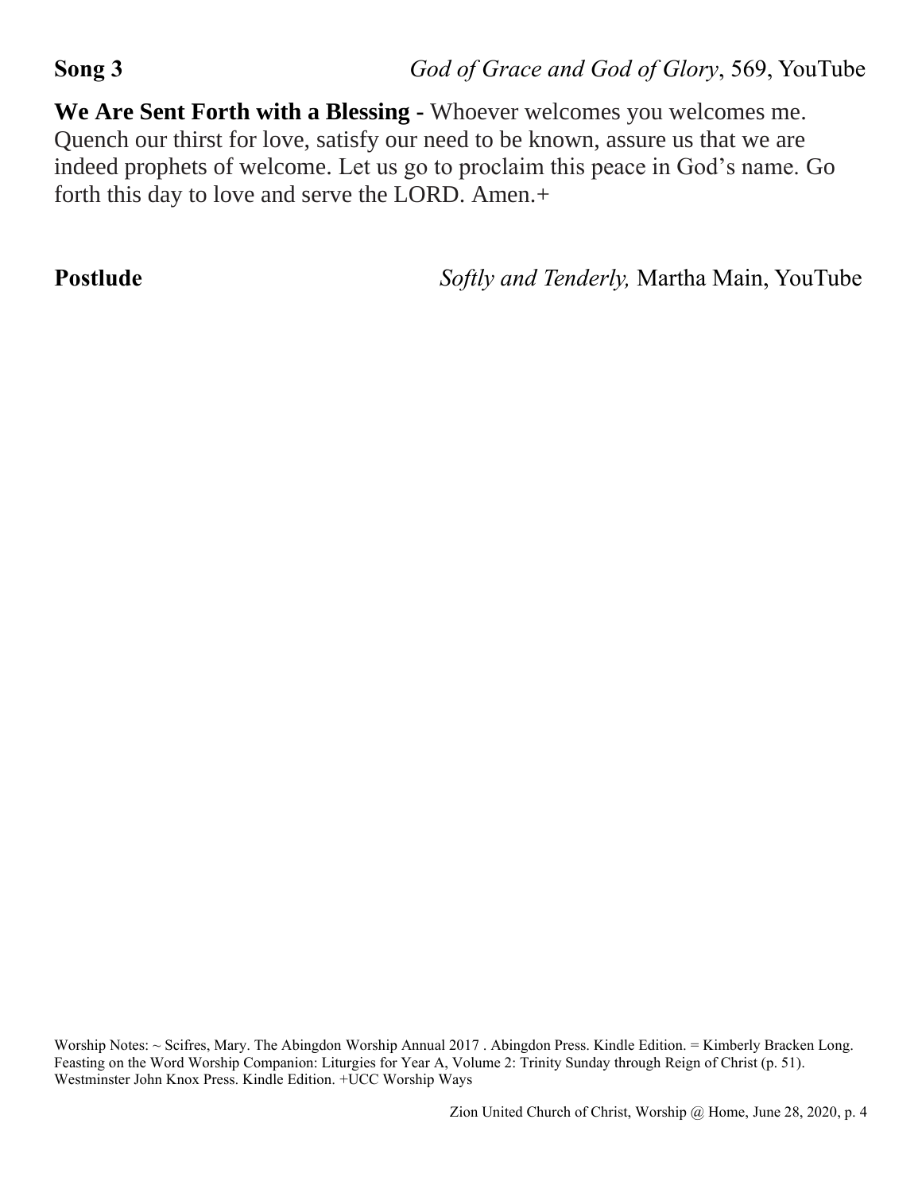**Song 3** *God of Grace and God of Glory*, 569, YouTube

**We Are Sent Forth with a Blessing -** Whoever welcomes you welcomes me. Quench our thirst for love, satisfy our need to be known, assure us that we are indeed prophets of welcome. Let us go to proclaim this peace in God's name. Go forth this day to love and serve the LORD. Amen.+

**Postlude** *Softly and Tenderly,* Martha Main, YouTube

Worship Notes: ~ Scifres, Mary. The Abingdon Worship Annual 2017 . Abingdon Press. Kindle Edition. = Kimberly Bracken Long. Feasting on the Word Worship Companion: Liturgies for Year A, Volume 2: Trinity Sunday through Reign of Christ (p. 51). Westminster John Knox Press. Kindle Edition. +UCC Worship Ways